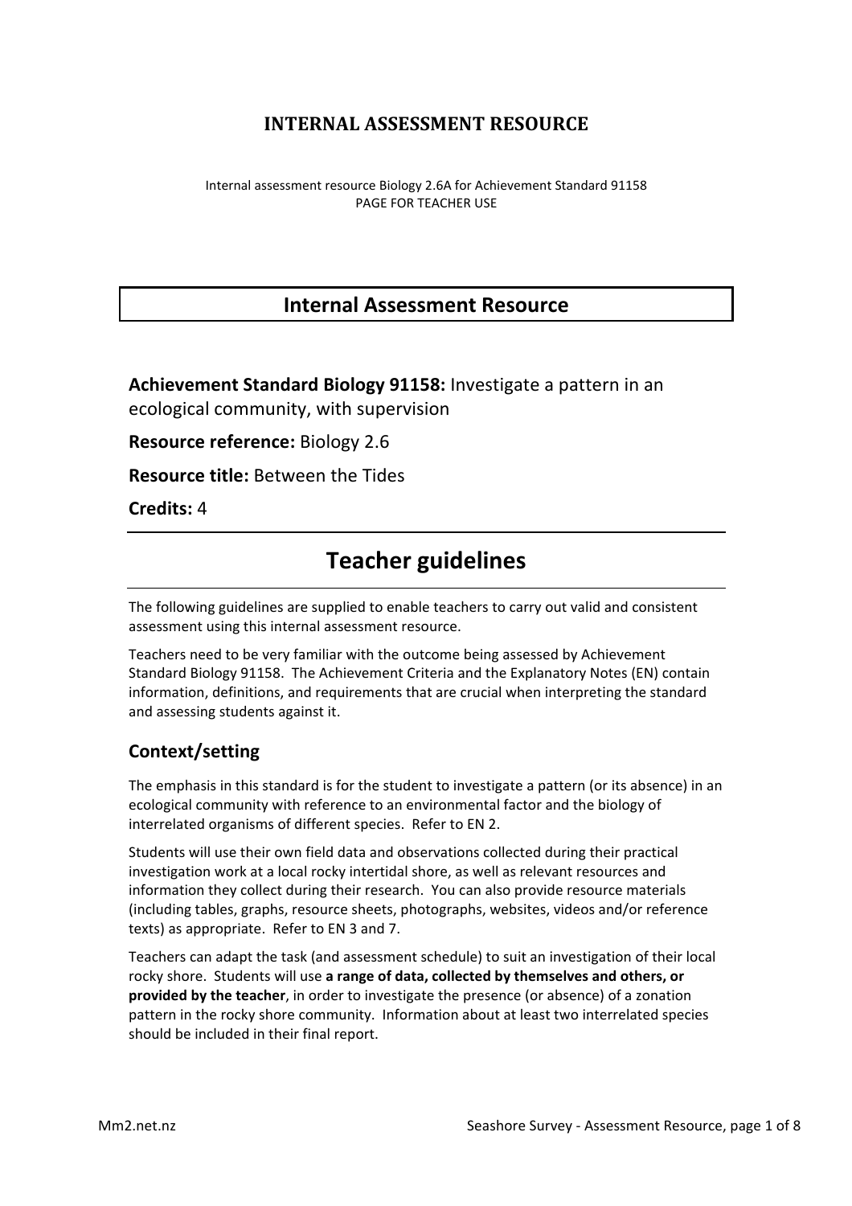# INTERNAL ASSESSMENT RESOURCE

Internal assessment resource Biology 2.6A for Achievement Standard 91158
PAGE FOR TEACHER USE

## Internal Assessment Resource

**Achievement Standard Biology 91158:** Investigate a pattern in an ecological community, with supervision

**Resource reference:** Biology 2.6

**Resource title:** Between the Tides

**Credits:** 4

# Teacher guidelines

The following guidelines are supplied to enable teachers to carry out valid and consistent assessment using this internal assessment resource.

Teachers need to be very familiar with the outcome being assessed by Achievement Standard Biology 91158. The Achievement Criteria and the Explanatory Notes (EN) contain information, definitions, and requirements that are crucial when interpreting the standard and assessing students against it.

### Context/setting

The emphasis in this standard is for the student to investigate a pattern (or its absence) in an ecological community with reference to an environmental factor and the biology of interrelated organisms of different species. Refer to EN 2.

Students will use their own field data and observations collected during their practical investigation work at a local rocky intertidal shore, as well as relevant resources and information they collect during their research. You can also provide resource materials (including tables, graphs, resource sheets, photographs, websites, videos and/or reference texts) as appropriate. Refer to EN 3 and 7.

Teachers can adapt the task (and assessment schedule) to suit an investigation of their local rocky shore. Students will use **a range of data, collected by themselves and others, or provided by the teacher**, in order to investigate the presence (or absence) of a zonation pattern in the rocky shore community. Information about at least two interrelated species should be included in their final report.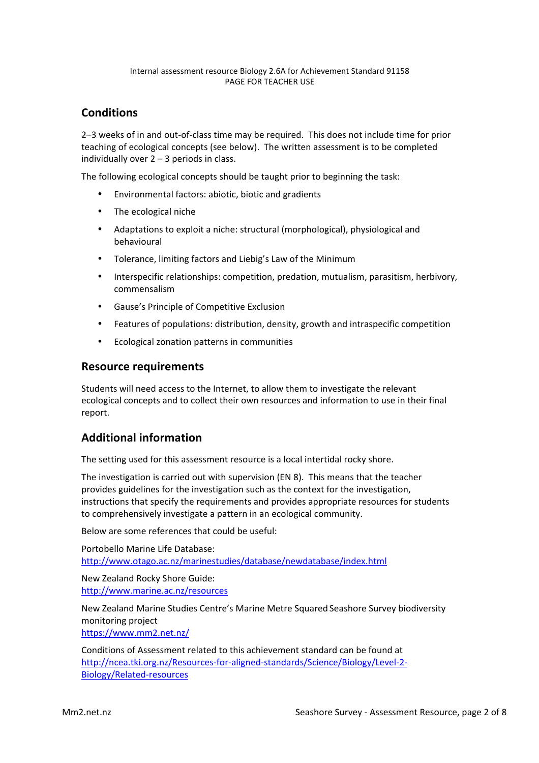Internal assessment resource Biology 2.6A for Achievement Standard 91158
PAGE FOR TEACHER USE

## Conditions

2–3 weeks of in and out-of-class time may be required. This does not include time for prior teaching of ecological concepts (see below). The written assessment is to be completed individually over 2 – 3 periods in class.

The following ecological concepts should be taught prior to beginning the task:

- Environmental factors: abiotic, biotic and gradients
- The ecological niche
- Adaptations to exploit a niche: structural (morphological), physiological and behavioural
- Tolerance, limiting factors and Liebig's Law of the Minimum
- Interspecific relationships: competition, predation, mutualism, parasitism, herbivory, commensalism
- Gause's Principle of Competitive Exclusion
- Features of populations: distribution, density, growth and intraspecific competition
- Ecological zonation patterns in communities

## Resource requirements

Students will need access to the Internet, to allow them to investigate the relevant ecological concepts and to collect their own resources and information to use in their final report.

## Additional information

The setting used for this assessment resource is a local intertidal rocky shore.

The investigation is carried out with supervision (EN 8). This means that the teacher provides guidelines for the investigation such as the context for the investigation, instructions that specify the requirements and provides appropriate resources for students to comprehensively investigate a pattern in an ecological community.

Below are some references that could be useful:

Portobello Marine Life Database:
http://www.otago.ac.nz/marinestudies/database/newdatabase/index.html

New Zealand Rocky Shore Guide:
http://www.marine.ac.nz/resources

New Zealand Marine Studies Centre's Marine Metre Squared Seashore Survey biodiversity monitoring project
https://www.mm2.net.nz/

Conditions of Assessment related to this achievement standard can be found at
http://ncea.tki.org.nz/Resources-for-aligned-standards/Science/Biology/Level-2-Biology/Related-resources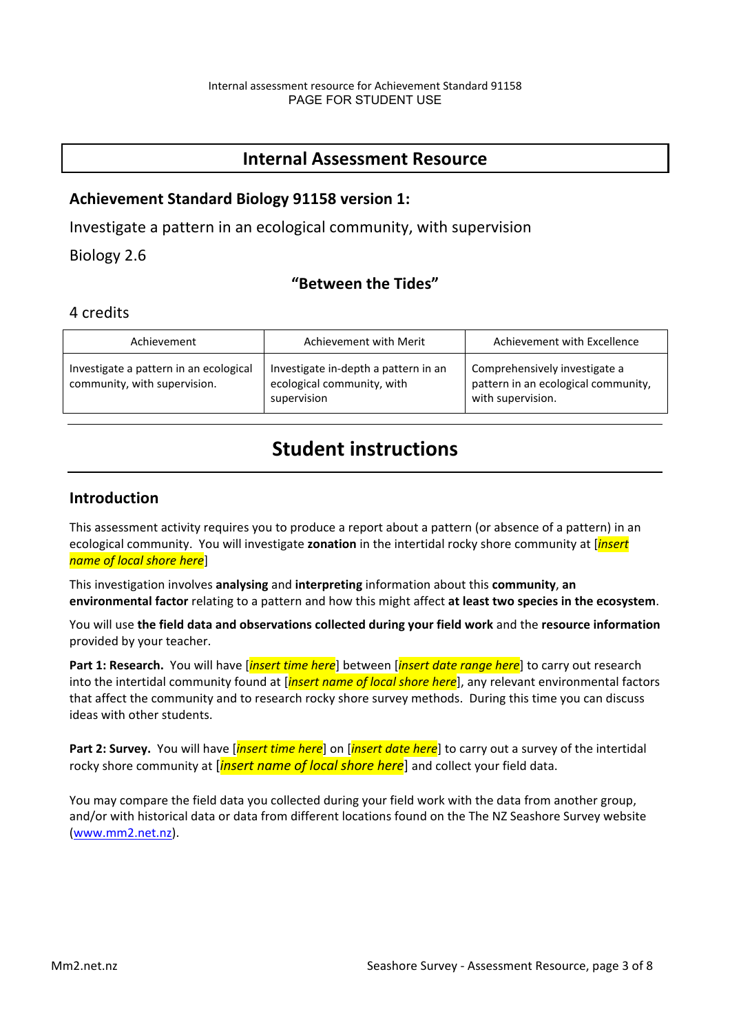Internal assessment resource for Achievement Standard 91158
PAGE FOR STUDENT USE

# Internal Assessment Resource

## Achievement Standard Biology 91158 version 1:

Investigate a pattern in an ecological community, with supervision

Biology 2.6

### "Between the Tides"

4 credits

| Achievement | Achievement with Merit | Achievement with Excellence |
|---|---|---|
| Investigate a pattern in an ecological community, with supervision. | Investigate in-depth a pattern in an ecological community, with supervision | Comprehensively investigate a pattern in an ecological community, with supervision. |

# Student instructions

## Introduction

This assessment activity requires you to produce a report about a pattern (or absence of a pattern) in an ecological community. You will investigate **zonation** in the intertidal rocky shore community at [*insert name of local shore here*]

This investigation involves **analysing** and **interpreting** information about this **community**, **an environmental factor** relating to a pattern and how this might affect **at least two species in the ecosystem**.

You will use **the field data and observations collected during your field work** and the **resource information** provided by your teacher.

**Part 1: Research.** You will have [*insert time here*] between [*insert date range here*] to carry out research into the intertidal community found at [*insert name of local shore here*], any relevant environmental factors that affect the community and to research rocky shore survey methods. During this time you can discuss ideas with other students.

**Part 2: Survey.** You will have [*insert time here*] on [*insert date here*] to carry out a survey of the intertidal rocky shore community at [*insert name of local shore here*] and collect your field data.

You may compare the field data you collected during your field work with the data from another group, and/or with historical data or data from different locations found on the The NZ Seashore Survey website (www.mm2.net.nz).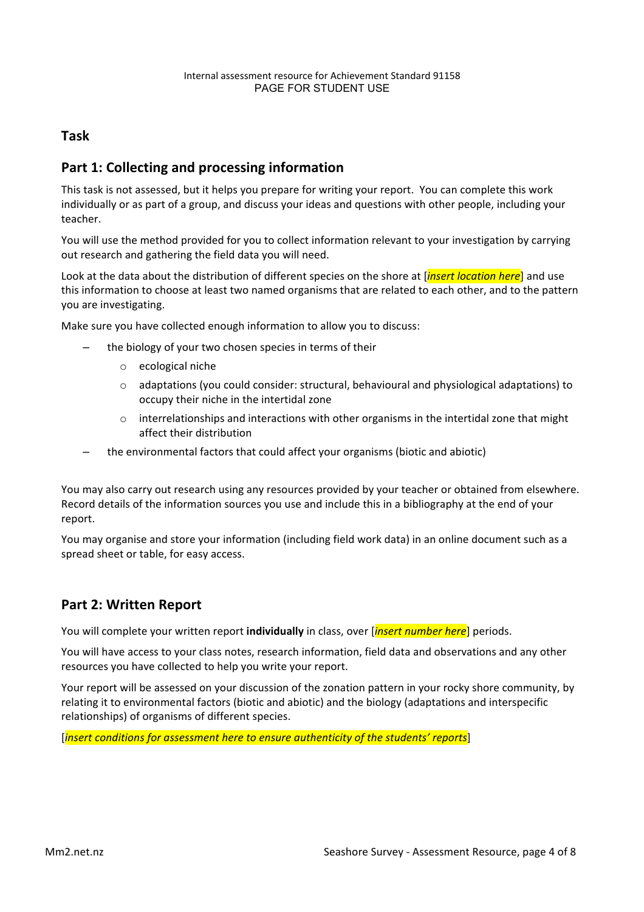## Task

## Part 1: Collecting and processing information

This task is not assessed, but it helps you prepare for writing your report. You can complete this work individually or as part of a group, and discuss your ideas and questions with other people, including your teacher.

You will use the method provided for you to collect information relevant to your investigation by carrying out research and gathering the field data you will need.

Look at the data about the distribution of different species on the shore at [*insert location here*] and use this information to choose at least two named organisms that are related to each other, and to the pattern you are investigating.

Make sure you have collected enough information to allow you to discuss:

- the biology of your two chosen species in terms of their
  - ecological niche
  - adaptations (you could consider: structural, behavioural and physiological adaptations) to occupy their niche in the intertidal zone
  - interrelationships and interactions with other organisms in the intertidal zone that might affect their distribution
- the environmental factors that could affect your organisms (biotic and abiotic)

You may also carry out research using any resources provided by your teacher or obtained from elsewhere. Record details of the information sources you use and include this in a bibliography at the end of your report.

You may organise and store your information (including field work data) in an online document such as a spread sheet or table, for easy access.

## Part 2: Written Report

You will complete your written report **individually** in class, over [*insert number here*] periods.

You will have access to your class notes, research information, field data and observations and any other resources you have collected to help you write your report.

Your report will be assessed on your discussion of the zonation pattern in your rocky shore community, by relating it to environmental factors (biotic and abiotic) and the biology (adaptations and interspecific relationships) of organisms of different species.

[*insert conditions for assessment here to ensure authenticity of the students' reports*]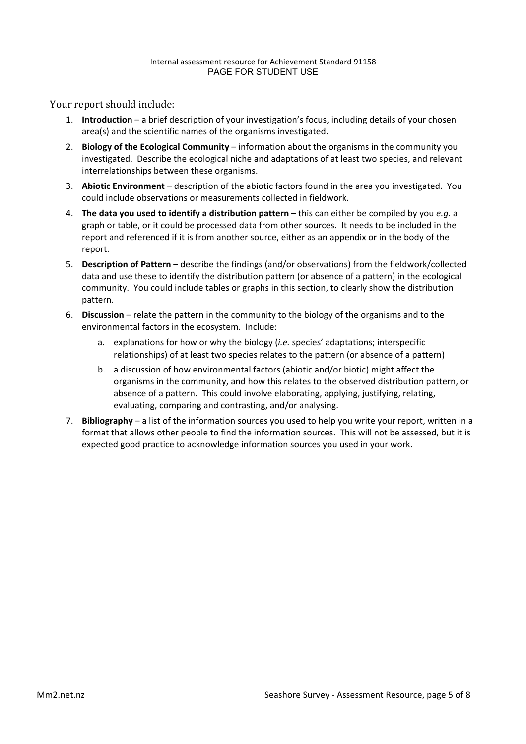Your report should include:

1. **Introduction** – a brief description of your investigation's focus, including details of your chosen area(s) and the scientific names of the organisms investigated.
2. **Biology of the Ecological Community** – information about the organisms in the community you investigated. Describe the ecological niche and adaptations of at least two species, and relevant interrelationships between these organisms.
3. **Abiotic Environment** – description of the abiotic factors found in the area you investigated. You could include observations or measurements collected in fieldwork.
4. **The data you used to identify a distribution pattern** – this can either be compiled by you *e.g*. a graph or table, or it could be processed data from other sources. It needs to be included in the report and referenced if it is from another source, either as an appendix or in the body of the report.
5. **Description of Pattern** – describe the findings (and/or observations) from the fieldwork/collected data and use these to identify the distribution pattern (or absence of a pattern) in the ecological community. You could include tables or graphs in this section, to clearly show the distribution pattern.
6. **Discussion** – relate the pattern in the community to the biology of the organisms and to the environmental factors in the ecosystem. Include:
   a. explanations for how or why the biology (*i.e.* species' adaptations; interspecific relationships) of at least two species relates to the pattern (or absence of a pattern)
   b. a discussion of how environmental factors (abiotic and/or biotic) might affect the organisms in the community, and how this relates to the observed distribution pattern, or absence of a pattern. This could involve elaborating, applying, justifying, relating, evaluating, comparing and contrasting, and/or analysing.
7. **Bibliography** – a list of the information sources you used to help you write your report, written in a format that allows other people to find the information sources. This will not be assessed, but it is expected good practice to acknowledge information sources you used in your work.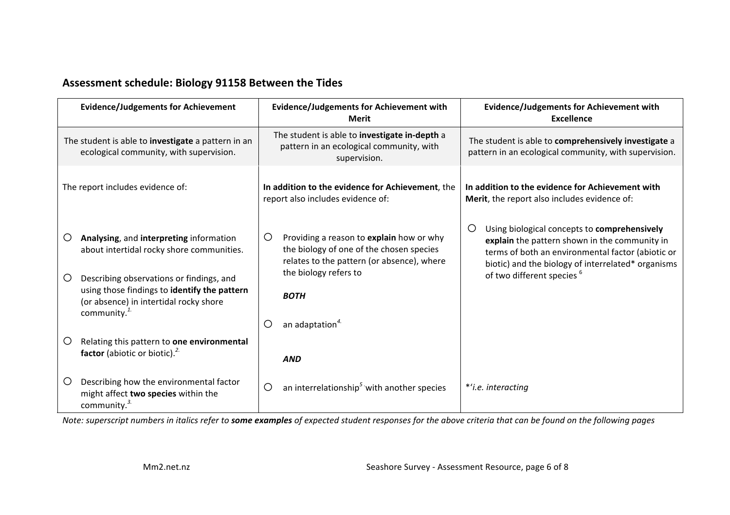## Assessment schedule: Biology 91158 Between the Tides

| Evidence/Judgements for Achievement | Evidence/Judgements for Achievement with Merit | Evidence/Judgements for Achievement with Excellence |
|---|---|---|
| The student is able to **investigate** a pattern in an ecological community, with supervision. | The student is able to **investigate in-depth** a pattern in an ecological community, with supervision. | The student is able to **comprehensively investigate** a pattern in an ecological community, with supervision. |
| The report includes evidence of:<br><br>○ **Analysing**, and **interpreting** information about intertidal rocky shore communities.<br><br>○ Describing observations or findings, and using those findings to **identify the pattern** (or absence) in intertidal rocky shore community.*[1.]*<br><br>○ Relating this pattern to **one environmental factor** (abiotic or biotic).*[2.]*<br><br>○ Describing how the environmental factor might affect **two species** within the community.*[3.]* | **In addition to the evidence for Achievement**, the report also includes evidence of:<br><br>○ Providing a reason to **explain** how or why the biology of one of the chosen species relates to the pattern (or absence), where the biology refers to<br><br>***BOTH***<br><br>○ an adaptation*[4.]*<br><br>***AND***<br><br>○ an interrelationship*[5.]* with another species | **In addition to the evidence for Achievement with Merit**, the report also includes evidence of:<br><br>○ Using biological concepts to **comprehensively explain** the pattern shown in the community in terms of both an environmental factor (abiotic or biotic) and the biology of interrelated* organisms of two different species [6]<br><br>*'*i.e. interacting* |

*Note: superscript numbers in italics refer to **some examples** of expected student responses for the above criteria that can be found on the following pages*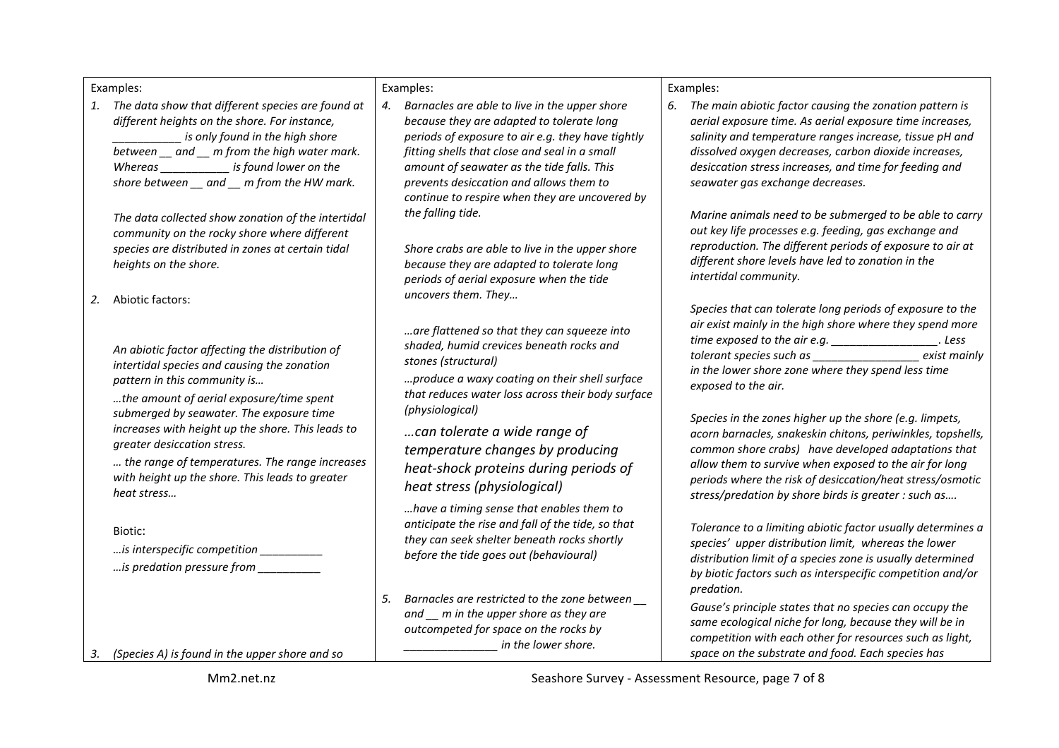Examples:

1. *The data show that different species are found at different heights on the shore. For instance, ___________ is only found in the high shore between __ and __ m from the high water mark. Whereas ___________ is found lower on the shore between __ and __ m from the HW mark.*

   *The data collected show zonation of the intertidal community on the rocky shore where different species are distributed in zones at certain tidal heights on the shore.*

2. Abiotic factors:

   *An abiotic factor affecting the distribution of intertidal species and causing the zonation pattern in this community is…*

   *…the amount of aerial exposure/time spent submerged by seawater. The exposure time increases with height up the shore. This leads to greater desiccation stress.*

   *… the range of temperatures. The range increases with height up the shore. This leads to greater heat stress…*

   Biotic:

   *…is interspecific competition __________*

   *…is predation pressure from __________*

3. *(Species A) is found in the upper shore and so*

Examples:

4. *Barnacles are able to live in the upper shore because they are adapted to tolerate long periods of exposure to air e.g. they have tightly fitting shells that close and seal in a small amount of seawater as the tide falls. This prevents desiccation and allows them to continue to respire when they are uncovered by the falling tide.*

   *Shore crabs are able to live in the upper shore because they are adapted to tolerate long periods of aerial exposure when the tide uncovers them. They…*

   *…are flattened so that they can squeeze into shaded, humid crevices beneath rocks and stones (structural)*

   *…produce a waxy coating on their shell surface that reduces water loss across their body surface (physiological)*

   *…can tolerate a wide range of temperature changes by producing heat-shock proteins during periods of heat stress (physiological)*

   *…have a timing sense that enables them to anticipate the rise and fall of the tide, so that they can seek shelter beneath rocks shortly before the tide goes out (behavioural)*

5. *Barnacles are restricted to the zone between __ and __ m in the upper shore as they are outcompeted for space on the rocks by _______________ in the lower shore.*

Examples:

6. *The main abiotic factor causing the zonation pattern is aerial exposure time. As aerial exposure time increases, salinity and temperature ranges increase, tissue pH and dissolved oxygen decreases, carbon dioxide increases, desiccation stress increases, and time for feeding and seawater gas exchange decreases.*

   *Marine animals need to be submerged to be able to carry out key life processes e.g. feeding, gas exchange and reproduction. The different periods of exposure to air at different shore levels have led to zonation in the intertidal community.*

   *Species that can tolerate long periods of exposure to the air exist mainly in the high shore where they spend more time exposed to the air e.g. _________________. Less tolerant species such as _________________ exist mainly in the lower shore zone where they spend less time exposed to the air.*

   *Species in the zones higher up the shore (e.g. limpets, acorn barnacles, snakeskin chitons, periwinkles, topshells, common shore crabs) have developed adaptations that allow them to survive when exposed to the air for long periods where the risk of desiccation/heat stress/osmotic stress/predation by shore birds is greater : such as….*

   *Tolerance to a limiting abiotic factor usually determines a species' upper distribution limit, whereas the lower distribution limit of a species zone is usually determined by biotic factors such as interspecific competition and/or predation.*

   *Gause's principle states that no species can occupy the same ecological niche for long, because they will be in competition with each other for resources such as light, space on the substrate and food. Each species has*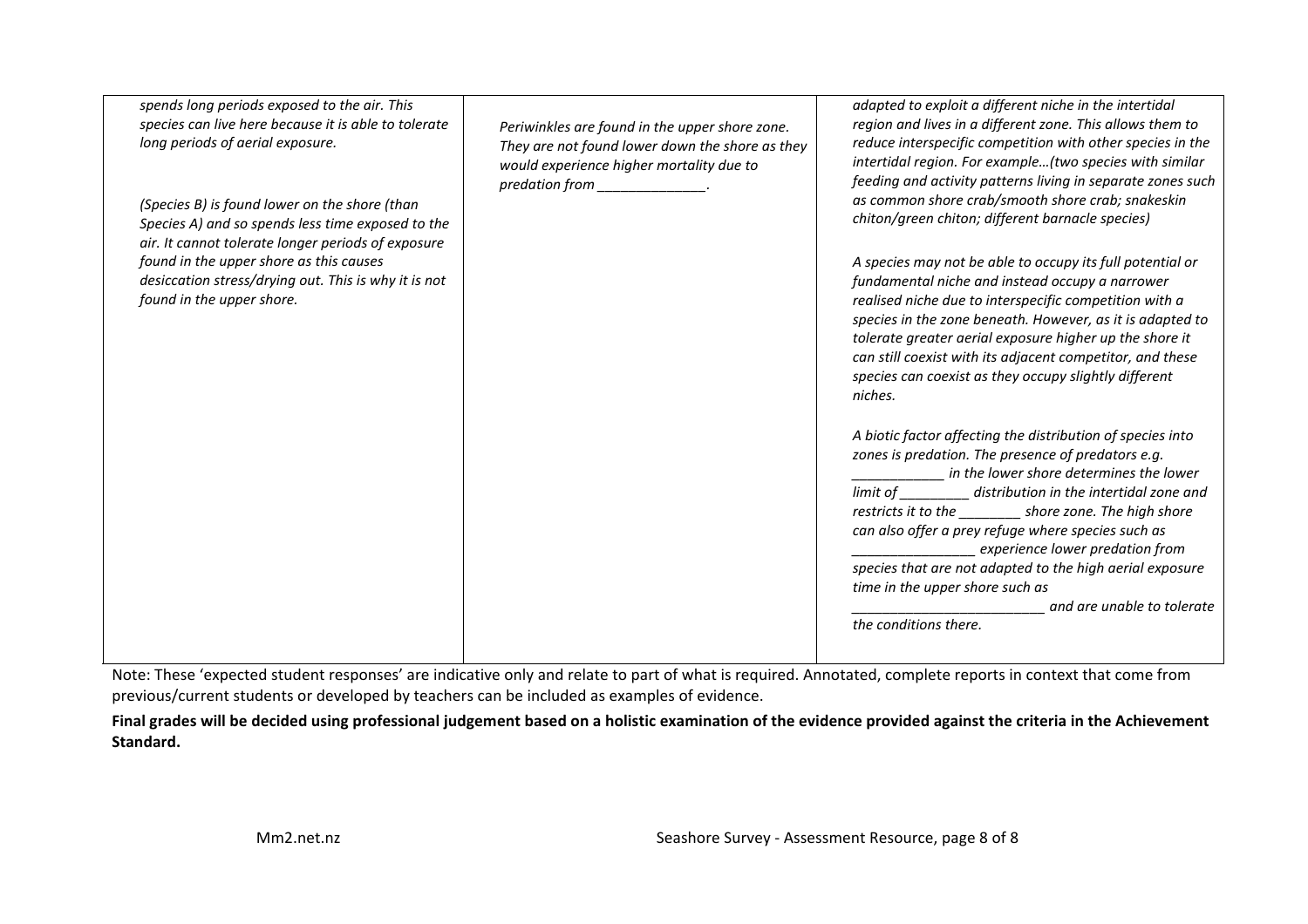| | | |
|---|---|---|
| *spends long periods exposed to the air. This species can live here because it is able to tolerate long periods of aerial exposure.*<br><br>*(Species B) is found lower on the shore (than Species A) and so spends less time exposed to the air. It cannot tolerate longer periods of exposure found in the upper shore as this causes desiccation stress/drying out. This is why it is not found in the upper shore.* | *Periwinkles are found in the upper shore zone. They are not found lower down the shore as they would experience higher mortality due to predation from ______________.* | *adapted to exploit a different niche in the intertidal region and lives in a different zone. This allows them to reduce interspecific competition with other species in the intertidal region. For example…(two species with similar feeding and activity patterns living in separate zones such as common shore crab/smooth shore crab; snakeskin chiton/green chiton; different barnacle species)*<br><br>*A species may not be able to occupy its full potential or fundamental niche and instead occupy a narrower realised niche due to interspecific competition with a species in the zone beneath. However, as it is adapted to tolerate greater aerial exposure higher up the shore it can still coexist with its adjacent competitor, and these species can coexist as they occupy slightly different niches.*<br><br>*A biotic factor affecting the distribution of species into zones is predation. The presence of predators e.g. ____________ in the lower shore determines the lower limit of _________ distribution in the intertidal zone and restricts it to the ________ shore zone. The high shore can also offer a prey refuge where species such as ________________ experience lower predation from species that are not adapted to the high aerial exposure time in the upper shore such as _________________________ and are unable to tolerate the conditions there.* |

Note: These 'expected student responses' are indicative only and relate to part of what is required. Annotated, complete reports in context that come from previous/current students or developed by teachers can be included as examples of evidence.

**Final grades will be decided using professional judgement based on a holistic examination of the evidence provided against the criteria in the Achievement Standard.**